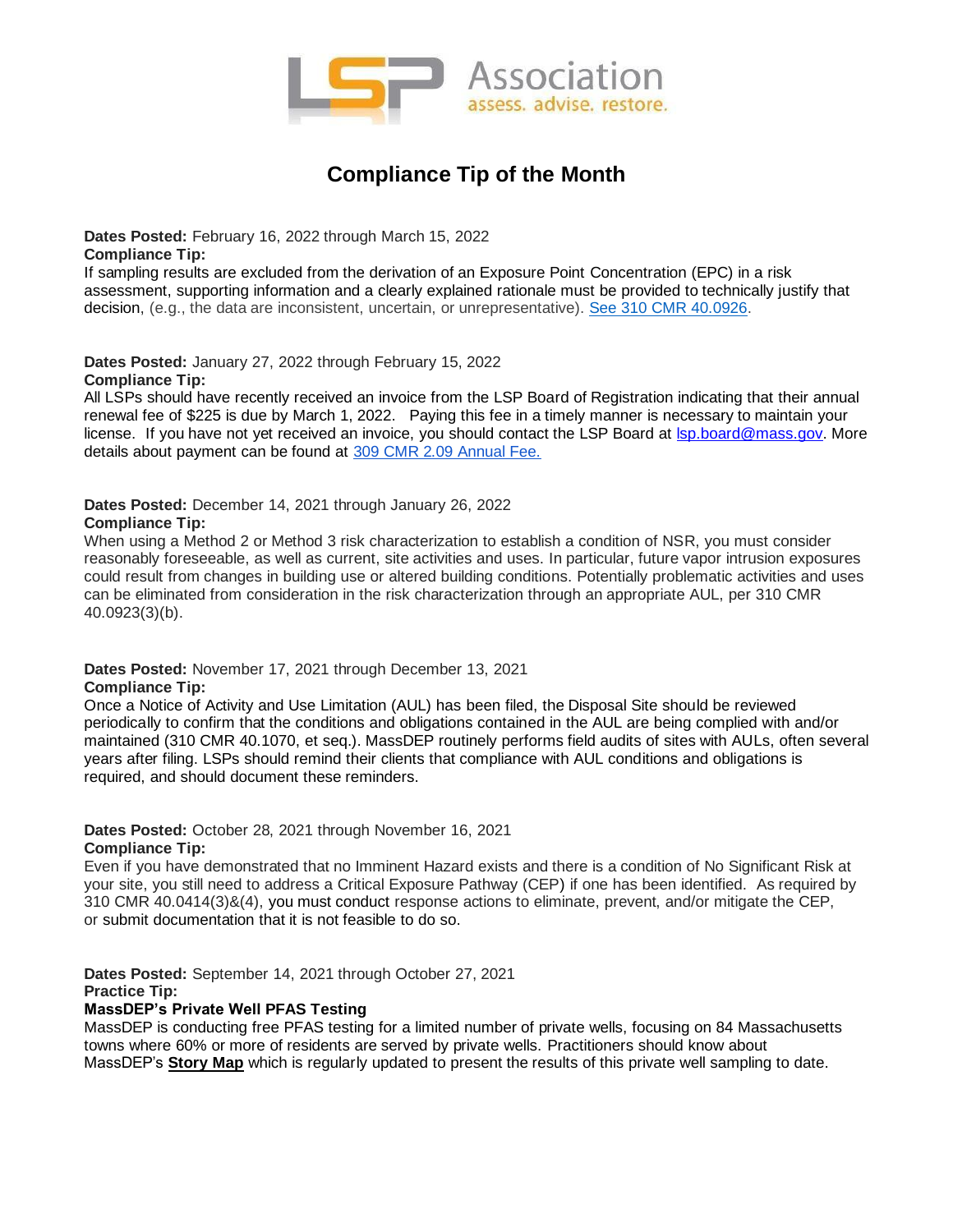# Compliance Tip of the Month

**Dates Posted:** February 16, 2022 through March 15, 2022
**Compliance Tip:**
If sampling results are excluded from the derivation of an Exposure Point Concentration (EPC) in a risk assessment, supporting information and a clearly explained rationale must be provided to technically justify that decision, (e.g., the data are inconsistent, uncertain, or unrepresentative). See 310 CMR 40.0926.

**Dates Posted:** January 27, 2022 through February 15, 2022
**Compliance Tip:**
All LSPs should have recently received an invoice from the LSP Board of Registration indicating that their annual renewal fee of $225 is due by March 1, 2022. Paying this fee in a timely manner is necessary to maintain your license. If you have not yet received an invoice, you should contact the LSP Board at lsp.board@mass.gov. More details about payment can be found at 309 CMR 2.09 Annual Fee.

**Dates Posted:** December 14, 2021 through January 26, 2022
**Compliance Tip:**
When using a Method 2 or Method 3 risk characterization to establish a condition of NSR, you must consider reasonably foreseeable, as well as current, site activities and uses. In particular, future vapor intrusion exposures could result from changes in building use or altered building conditions. Potentially problematic activities and uses can be eliminated from consideration in the risk characterization through an appropriate AUL, per 310 CMR 40.0923(3)(b).

**Dates Posted:** November 17, 2021 through December 13, 2021
**Compliance Tip:**
Once a Notice of Activity and Use Limitation (AUL) has been filed, the Disposal Site should be reviewed periodically to confirm that the conditions and obligations contained in the AUL are being complied with and/or maintained (310 CMR 40.1070, et seq.). MassDEP routinely performs field audits of sites with AULs, often several years after filing. LSPs should remind their clients that compliance with AUL conditions and obligations is required, and should document these reminders.

**Dates Posted:** October 28, 2021 through November 16, 2021
**Compliance Tip:**
Even if you have demonstrated that no Imminent Hazard exists and there is a condition of No Significant Risk at your site, you still need to address a Critical Exposure Pathway (CEP) if one has been identified. As required by 310 CMR 40.0414(3)&(4), you must conduct response actions to eliminate, prevent, and/or mitigate the CEP, or submit documentation that it is not feasible to do so.

**Dates Posted:** September 14, 2021 through October 27, 2021
**Practice Tip:**
**MassDEP's Private Well PFAS Testing**
MassDEP is conducting free PFAS testing for a limited number of private wells, focusing on 84 Massachusetts towns where 60% or more of residents are served by private wells. Practitioners should know about MassDEP's **Story Map** which is regularly updated to present the results of this private well sampling to date.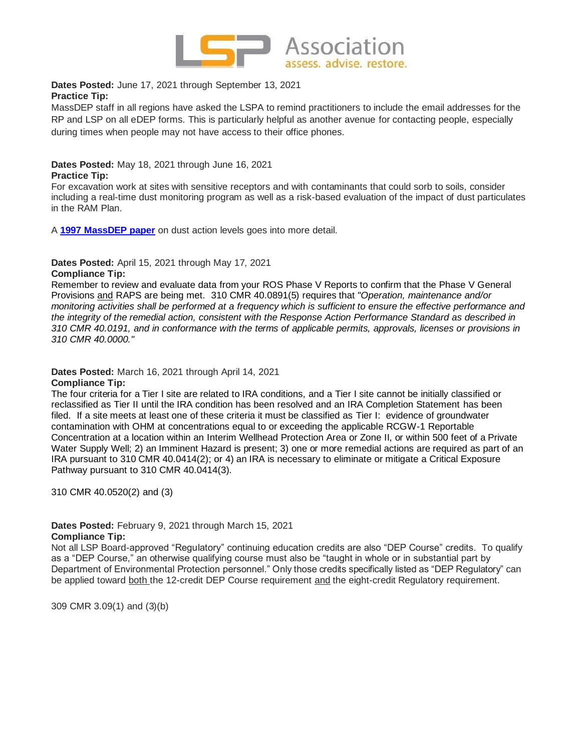**Dates Posted:** June 17, 2021 through September 13, 2021
**Practice Tip:**
MassDEP staff in all regions have asked the LSPA to remind practitioners to include the email addresses for the RP and LSP on all eDEP forms. This is particularly helpful as another avenue for contacting people, especially during times when people may not have access to their office phones.

**Dates Posted:** May 18, 2021 through June 16, 2021
**Practice Tip:**
For excavation work at sites with sensitive receptors and with contaminants that could sorb to soils, consider including a real-time dust monitoring program as well as a risk-based evaluation of the impact of dust particulates in the RAM Plan.

A **1997 MassDEP paper** on dust action levels goes into more detail.

**Dates Posted:** April 15, 2021 through May 17, 2021
**Compliance Tip:**
Remember to review and evaluate data from your ROS Phase V Reports to confirm that the Phase V General Provisions and RAPS are being met. 310 CMR 40.0891(5) requires that "*Operation, maintenance and/or monitoring activities shall be performed at a frequency which is sufficient to ensure the effective performance and the integrity of the remedial action, consistent with the Response Action Performance Standard as described in 310 CMR 40.0191, and in conformance with the terms of applicable permits, approvals, licenses or provisions in 310 CMR 40.0000.*"

**Dates Posted:** March 16, 2021 through April 14, 2021
**Compliance Tip:**
The four criteria for a Tier I site are related to IRA conditions, and a Tier I site cannot be initially classified or reclassified as Tier II until the IRA condition has been resolved and an IRA Completion Statement has been filed. If a site meets at least one of these criteria it must be classified as Tier I: evidence of groundwater contamination with OHM at concentrations equal to or exceeding the applicable RCGW-1 Reportable Concentration at a location within an Interim Wellhead Protection Area or Zone II, or within 500 feet of a Private Water Supply Well; 2) an Imminent Hazard is present; 3) one or more remedial actions are required as part of an IRA pursuant to 310 CMR 40.0414(2); or 4) an IRA is necessary to eliminate or mitigate a Critical Exposure Pathway pursuant to 310 CMR 40.0414(3).

310 CMR 40.0520(2) and (3)

**Dates Posted:** February 9, 2021 through March 15, 2021
**Compliance Tip:**
Not all LSP Board-approved "Regulatory" continuing education credits are also "DEP Course" credits. To qualify as a "DEP Course," an otherwise qualifying course must also be "taught in whole or in substantial part by Department of Environmental Protection personnel." Only those credits specifically listed as "DEP Regulatory" can be applied toward both the 12-credit DEP Course requirement and the eight-credit Regulatory requirement.

309 CMR 3.09(1) and (3)(b)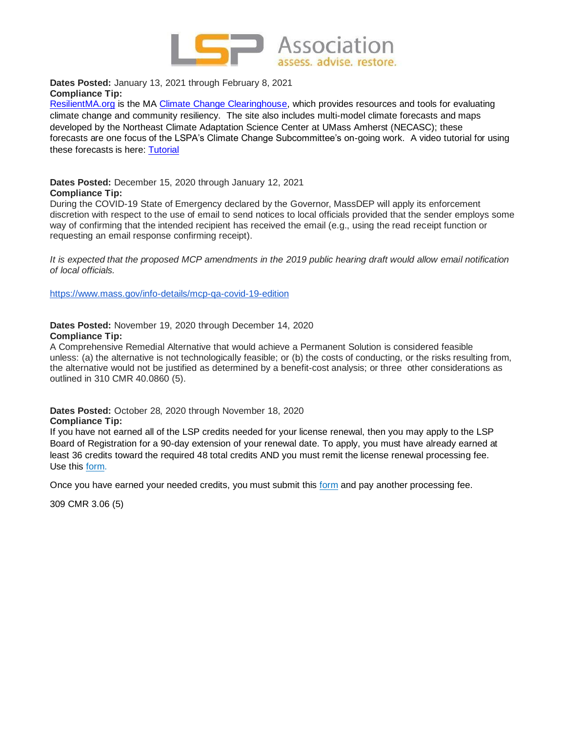**Dates Posted:** January 13, 2021 through February 8, 2021
**Compliance Tip:**
ResilientMA.org is the MA Climate Change Clearinghouse, which provides resources and tools for evaluating climate change and community resiliency. The site also includes multi-model climate forecasts and maps developed by the Northeast Climate Adaptation Science Center at UMass Amherst (NECASC); these forecasts are one focus of the LSPA's Climate Change Subcommittee's on-going work. A video tutorial for using these forecasts is here: Tutorial

**Dates Posted:** December 15, 2020 through January 12, 2021
**Compliance Tip:**
During the COVID-19 State of Emergency declared by the Governor, MassDEP will apply its enforcement discretion with respect to the use of email to send notices to local officials provided that the sender employs some way of confirming that the intended recipient has received the email (e.g., using the read receipt function or requesting an email response confirming receipt).

*It is expected that the proposed MCP amendments in the 2019 public hearing draft would allow email notification of local officials.*

https://www.mass.gov/info-details/mcp-qa-covid-19-edition

**Dates Posted:** November 19, 2020 through December 14, 2020
**Compliance Tip:**
A Comprehensive Remedial Alternative that would achieve a Permanent Solution is considered feasible unless: (a) the alternative is not technologically feasible; or (b) the costs of conducting, or the risks resulting from, the alternative would not be justified as determined by a benefit-cost analysis; or three other considerations as outlined in 310 CMR 40.0860 (5).

**Dates Posted:** October 28, 2020 through November 18, 2020
**Compliance Tip:**
If you have not earned all of the LSP credits needed for your license renewal, then you may apply to the LSP Board of Registration for a 90-day extension of your renewal date. To apply, you must have already earned at least 36 credits toward the required 48 total credits AND you must remit the license renewal processing fee. Use this form.

Once you have earned your needed credits, you must submit this form and pay another processing fee.

309 CMR 3.06 (5)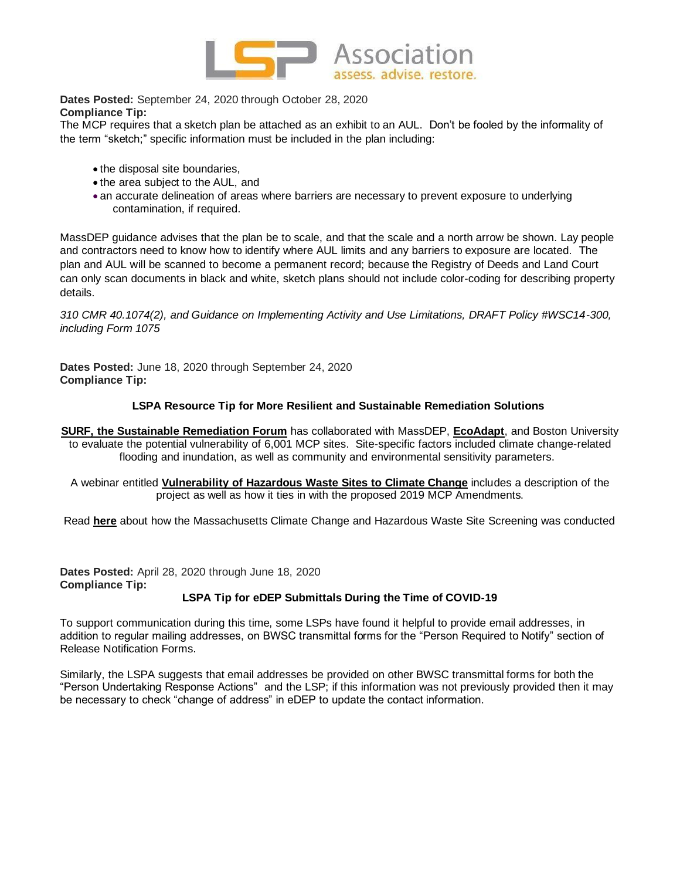LSP Association
assess. advise. restore.

**Dates Posted:** September 24, 2020 through October 28, 2020
**Compliance Tip:**
The MCP requires that a sketch plan be attached as an exhibit to an AUL. Don't be fooled by the informality of the term "sketch;" specific information must be included in the plan including:

- the disposal site boundaries,
- the area subject to the AUL, and
- an accurate delineation of areas where barriers are necessary to prevent exposure to underlying contamination, if required.

MassDEP guidance advises that the plan be to scale, and that the scale and a north arrow be shown. Lay people and contractors need to know how to identify where AUL limits and any barriers to exposure are located. The plan and AUL will be scanned to become a permanent record; because the Registry of Deeds and Land Court can only scan documents in black and white, sketch plans should not include color-coding for describing property details.

*310 CMR 40.1074(2), and Guidance on Implementing Activity and Use Limitations, DRAFT Policy #WSC14-300, including Form 1075*

**Dates Posted:** June 18, 2020 through September 24, 2020
**Compliance Tip:**

**LSPA Resource Tip for More Resilient and Sustainable Remediation Solutions**

**SURF, the Sustainable Remediation Forum** has collaborated with MassDEP, **EcoAdapt**, and Boston University to evaluate the potential vulnerability of 6,001 MCP sites. Site-specific factors included climate change-related flooding and inundation, as well as community and environmental sensitivity parameters.

A webinar entitled **Vulnerability of Hazardous Waste Sites to Climate Change** includes a description of the project as well as how it ties in with the proposed 2019 MCP Amendments.

Read **here** about how the Massachusetts Climate Change and Hazardous Waste Site Screening was conducted

**Dates Posted:** April 28, 2020 through June 18, 2020
**Compliance Tip:**

**LSPA Tip for eDEP Submittals During the Time of COVID-19**

To support communication during this time, some LSPs have found it helpful to provide email addresses, in addition to regular mailing addresses, on BWSC transmittal forms for the "Person Required to Notify" section of Release Notification Forms.

Similarly, the LSPA suggests that email addresses be provided on other BWSC transmittal forms for both the "Person Undertaking Response Actions" and the LSP; if this information was not previously provided then it may be necessary to check "change of address" in eDEP to update the contact information.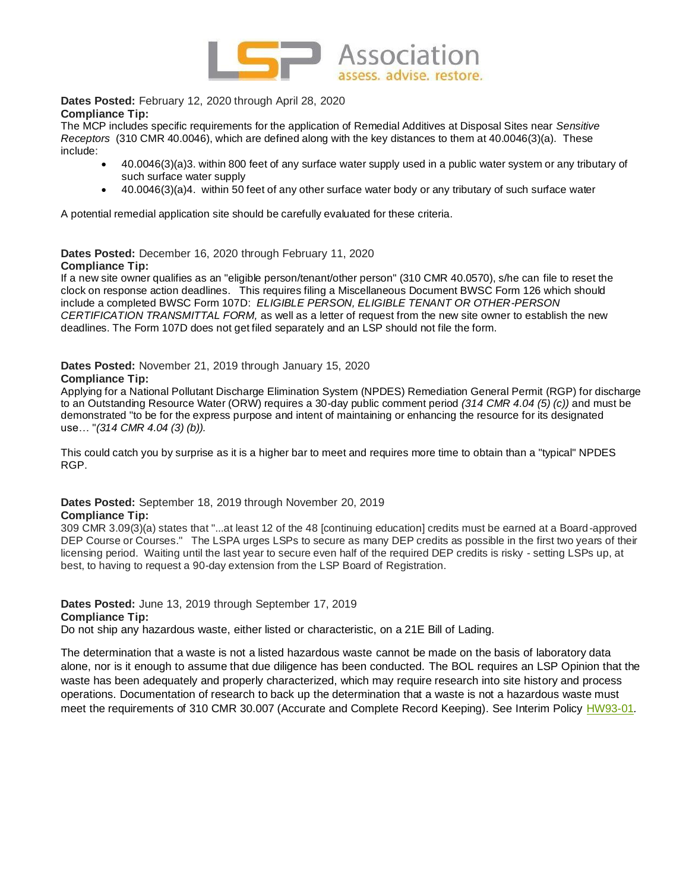**Dates Posted:** February 12, 2020 through April 28, 2020
**Compliance Tip:**
The MCP includes specific requirements for the application of Remedial Additives at Disposal Sites near *Sensitive Receptors* (310 CMR 40.0046), which are defined along with the key distances to them at 40.0046(3)(a). These include:

- 40.0046(3)(a)3. within 800 feet of any surface water supply used in a public water system or any tributary of such surface water supply
- 40.0046(3)(a)4. within 50 feet of any other surface water body or any tributary of such surface water

A potential remedial application site should be carefully evaluated for these criteria.

**Dates Posted:** December 16, 2020 through February 11, 2020
**Compliance Tip:**
If a new site owner qualifies as an "eligible person/tenant/other person" (310 CMR 40.0570), s/he can file to reset the clock on response action deadlines. This requires filing a Miscellaneous Document BWSC Form 126 which should include a completed BWSC Form 107D: *ELIGIBLE PERSON, ELIGIBLE TENANT OR OTHER-PERSON CERTIFICATION TRANSMITTAL FORM,* as well as a letter of request from the new site owner to establish the new deadlines. The Form 107D does not get filed separately and an LSP should not file the form.

**Dates Posted:** November 21, 2019 through January 15, 2020
**Compliance Tip:**
Applying for a National Pollutant Discharge Elimination System (NPDES) Remediation General Permit (RGP) for discharge to an Outstanding Resource Water (ORW) requires a 30-day public comment period *(314 CMR 4.04 (5) (c))* and must be demonstrated "to be for the express purpose and intent of maintaining or enhancing the resource for its designated use… "*(314 CMR 4.04 (3) (b)).*

This could catch you by surprise as it is a higher bar to meet and requires more time to obtain than a "typical" NPDES RGP.

**Dates Posted:** September 18, 2019 through November 20, 2019
**Compliance Tip:**
309 CMR 3.09(3)(a) states that "...at least 12 of the 48 [continuing education] credits must be earned at a Board-approved DEP Course or Courses." The LSPA urges LSPs to secure as many DEP credits as possible in the first two years of their licensing period. Waiting until the last year to secure even half of the required DEP credits is risky - setting LSPs up, at best, to having to request a 90-day extension from the LSP Board of Registration.

**Dates Posted:** June 13, 2019 through September 17, 2019
**Compliance Tip:**
Do not ship any hazardous waste, either listed or characteristic, on a 21E Bill of Lading.

The determination that a waste is not a listed hazardous waste cannot be made on the basis of laboratory data alone, nor is it enough to assume that due diligence has been conducted. The BOL requires an LSP Opinion that the waste has been adequately and properly characterized, which may require research into site history and process operations. Documentation of research to back up the determination that a waste is not a hazardous waste must meet the requirements of 310 CMR 30.007 (Accurate and Complete Record Keeping). See Interim Policy HW93-01.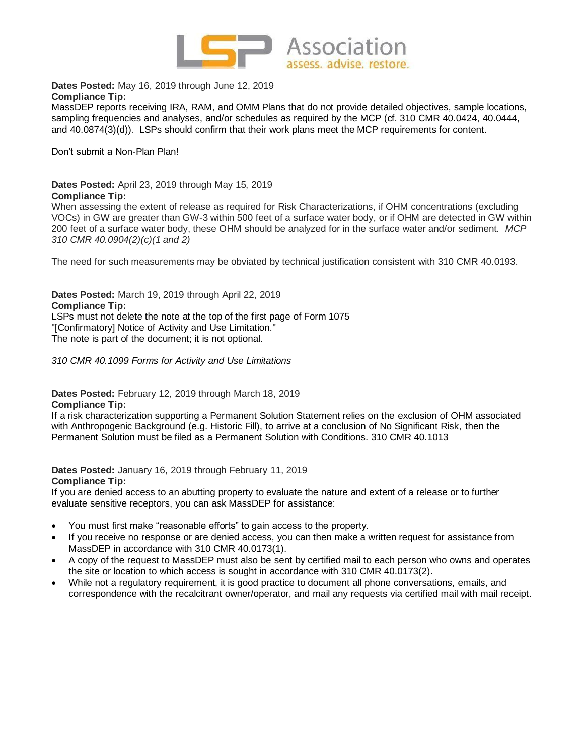**Dates Posted:** May 16, 2019 through June 12, 2019
**Compliance Tip:**
MassDEP reports receiving IRA, RAM, and OMM Plans that do not provide detailed objectives, sample locations, sampling frequencies and analyses, and/or schedules as required by the MCP (cf. 310 CMR 40.0424, 40.0444, and 40.0874(3)(d)). LSPs should confirm that their work plans meet the MCP requirements for content.

Don't submit a Non-Plan Plan!

**Dates Posted:** April 23, 2019 through May 15, 2019
**Compliance Tip:**
When assessing the extent of release as required for Risk Characterizations, if OHM concentrations (excluding VOCs) in GW are greater than GW-3 within 500 feet of a surface water body, or if OHM are detected in GW within 200 feet of a surface water body, these OHM should be analyzed for in the surface water and/or sediment. *MCP 310 CMR 40.0904(2)(c)(1 and 2)*

The need for such measurements may be obviated by technical justification consistent with 310 CMR 40.0193.

**Dates Posted:** March 19, 2019 through April 22, 2019
**Compliance Tip:**
LSPs must not delete the note at the top of the first page of Form 1075
"[Confirmatory] Notice of Activity and Use Limitation."
The note is part of the document; it is not optional.

*310 CMR 40.1099 Forms for Activity and Use Limitations*

**Dates Posted:** February 12, 2019 through March 18, 2019
**Compliance Tip:**
If a risk characterization supporting a Permanent Solution Statement relies on the exclusion of OHM associated with Anthropogenic Background (e.g. Historic Fill), to arrive at a conclusion of No Significant Risk, then the Permanent Solution must be filed as a Permanent Solution with Conditions. 310 CMR 40.1013

**Dates Posted:** January 16, 2019 through February 11, 2019
**Compliance Tip:**
If you are denied access to an abutting property to evaluate the nature and extent of a release or to further evaluate sensitive receptors, you can ask MassDEP for assistance:

- You must first make "reasonable efforts" to gain access to the property.
- If you receive no response or are denied access, you can then make a written request for assistance from MassDEP in accordance with 310 CMR 40.0173(1).
- A copy of the request to MassDEP must also be sent by certified mail to each person who owns and operates the site or location to which access is sought in accordance with 310 CMR 40.0173(2).
- While not a regulatory requirement, it is good practice to document all phone conversations, emails, and correspondence with the recalcitrant owner/operator, and mail any requests via certified mail with mail receipt.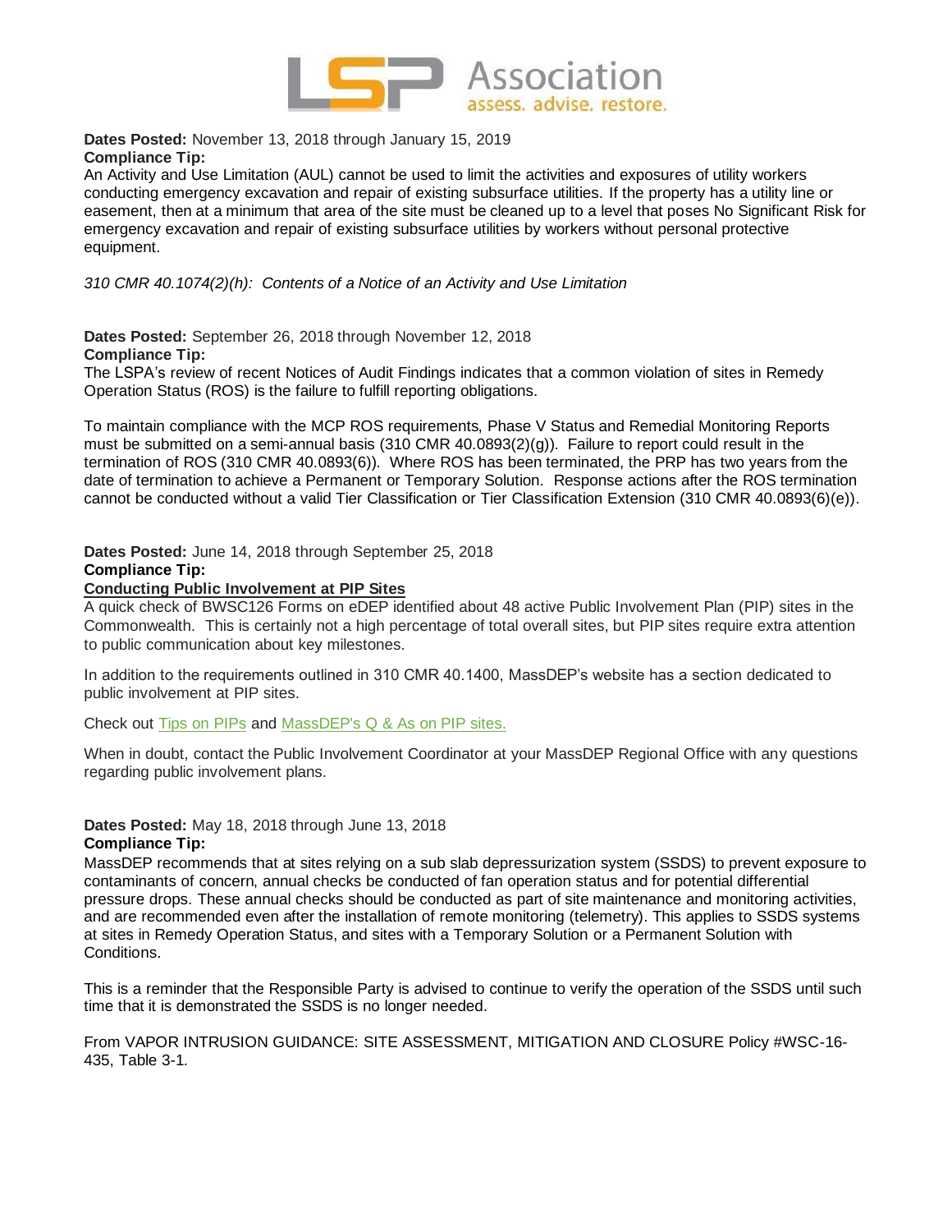**Dates Posted:** November 13, 2018 through January 15, 2019
**Compliance Tip:**
An Activity and Use Limitation (AUL) cannot be used to limit the activities and exposures of utility workers conducting emergency excavation and repair of existing subsurface utilities. If the property has a utility line or easement, then at a minimum that area of the site must be cleaned up to a level that poses No Significant Risk for emergency excavation and repair of existing subsurface utilities by workers without personal protective equipment.

*310 CMR 40.1074(2)(h): Contents of a Notice of an Activity and Use Limitation*

**Dates Posted:** September 26, 2018 through November 12, 2018
**Compliance Tip:**
The LSPA's review of recent Notices of Audit Findings indicates that a common violation of sites in Remedy Operation Status (ROS) is the failure to fulfill reporting obligations.

To maintain compliance with the MCP ROS requirements, Phase V Status and Remedial Monitoring Reports must be submitted on a semi-annual basis (310 CMR 40.0893(2)(g)). Failure to report could result in the termination of ROS (310 CMR 40.0893(6)). Where ROS has been terminated, the PRP has two years from the date of termination to achieve a Permanent or Temporary Solution. Response actions after the ROS termination cannot be conducted without a valid Tier Classification or Tier Classification Extension (310 CMR 40.0893(6)(e)).

**Dates Posted:** June 14, 2018 through September 25, 2018
**Compliance Tip:**
**Conducting Public Involvement at PIP Sites**
A quick check of BWSC126 Forms on eDEP identified about 48 active Public Involvement Plan (PIP) sites in the Commonwealth. This is certainly not a high percentage of total overall sites, but PIP sites require extra attention to public communication about key milestones.

In addition to the requirements outlined in 310 CMR 40.1400, MassDEP's website has a section dedicated to public involvement at PIP sites.

Check out Tips on PIPs and MassDEP's Q & As on PIP sites.

When in doubt, contact the Public Involvement Coordinator at your MassDEP Regional Office with any questions regarding public involvement plans.

**Dates Posted:** May 18, 2018 through June 13, 2018
**Compliance Tip:**
MassDEP recommends that at sites relying on a sub slab depressurization system (SSDS) to prevent exposure to contaminants of concern, annual checks be conducted of fan operation status and for potential differential pressure drops. These annual checks should be conducted as part of site maintenance and monitoring activities, and are recommended even after the installation of remote monitoring (telemetry). This applies to SSDS systems at sites in Remedy Operation Status, and sites with a Temporary Solution or a Permanent Solution with Conditions.

This is a reminder that the Responsible Party is advised to continue to verify the operation of the SSDS until such time that it is demonstrated the SSDS is no longer needed.

From VAPOR INTRUSION GUIDANCE: SITE ASSESSMENT, MITIGATION AND CLOSURE Policy #WSC-16-435, Table 3-1.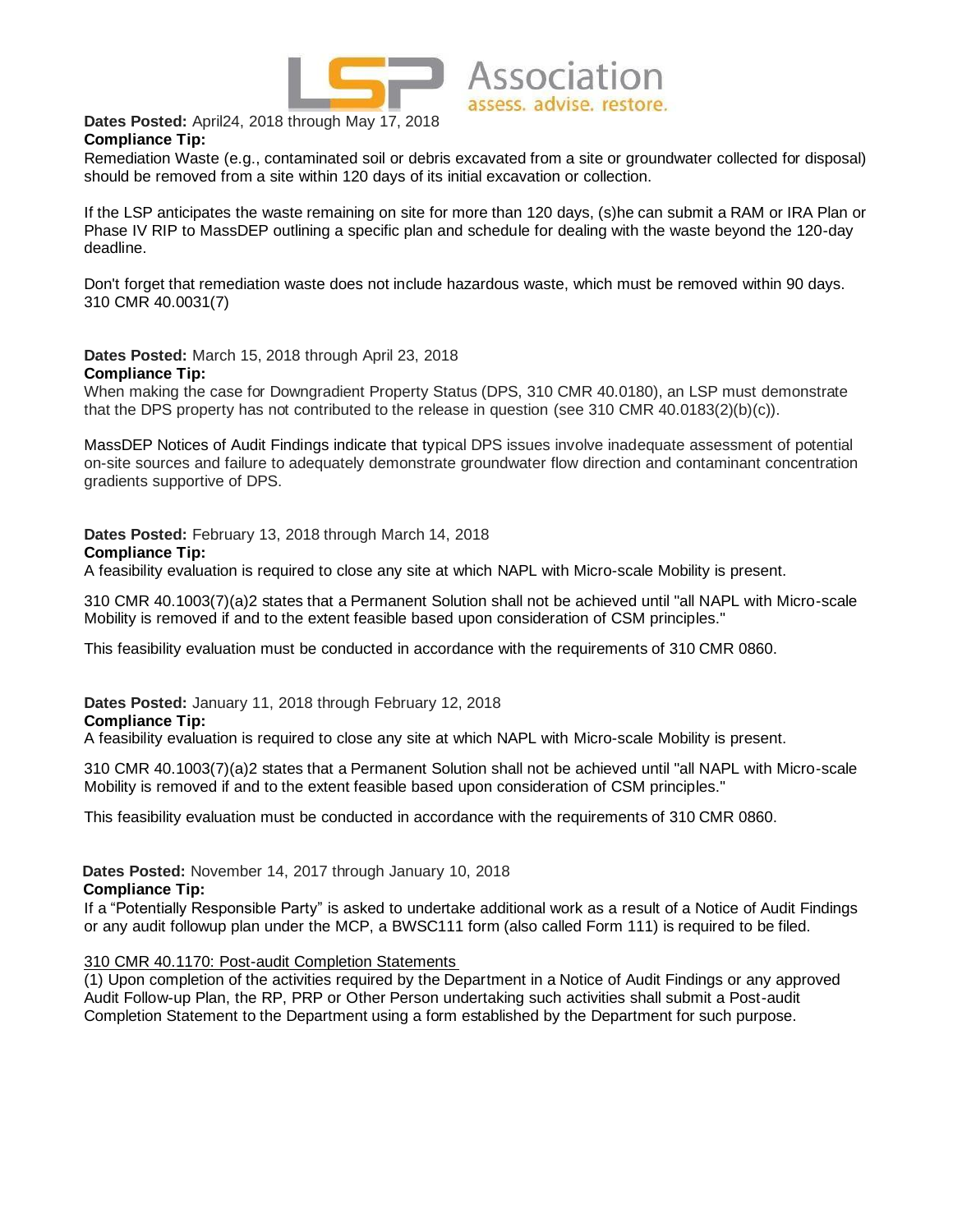**Dates Posted:** April24, 2018 through May 17, 2018
**Compliance Tip:**
Remediation Waste (e.g., contaminated soil or debris excavated from a site or groundwater collected for disposal) should be removed from a site within 120 days of its initial excavation or collection.

If the LSP anticipates the waste remaining on site for more than 120 days, (s)he can submit a RAM or IRA Plan or Phase IV RIP to MassDEP outlining a specific plan and schedule for dealing with the waste beyond the 120-day deadline.

Don't forget that remediation waste does not include hazardous waste, which must be removed within 90 days. 310 CMR 40.0031(7)

**Dates Posted:** March 15, 2018 through April 23, 2018
**Compliance Tip:**
When making the case for Downgradient Property Status (DPS, 310 CMR 40.0180), an LSP must demonstrate that the DPS property has not contributed to the release in question (see 310 CMR 40.0183(2)(b)(c)).

MassDEP Notices of Audit Findings indicate that typical DPS issues involve inadequate assessment of potential on-site sources and failure to adequately demonstrate groundwater flow direction and contaminant concentration gradients supportive of DPS.

**Dates Posted:** February 13, 2018 through March 14, 2018
**Compliance Tip:**
A feasibility evaluation is required to close any site at which NAPL with Micro-scale Mobility is present.

310 CMR 40.1003(7)(a)2 states that a Permanent Solution shall not be achieved until "all NAPL with Micro-scale Mobility is removed if and to the extent feasible based upon consideration of CSM principles."

This feasibility evaluation must be conducted in accordance with the requirements of 310 CMR 0860.

**Dates Posted:** January 11, 2018 through February 12, 2018
**Compliance Tip:**
A feasibility evaluation is required to close any site at which NAPL with Micro-scale Mobility is present.

310 CMR 40.1003(7)(a)2 states that a Permanent Solution shall not be achieved until "all NAPL with Micro-scale Mobility is removed if and to the extent feasible based upon consideration of CSM principles."

This feasibility evaluation must be conducted in accordance with the requirements of 310 CMR 0860.

**Dates Posted:** November 14, 2017 through January 10, 2018
**Compliance Tip:**
If a "Potentially Responsible Party" is asked to undertake additional work as a result of a Notice of Audit Findings or any audit followup plan under the MCP, a BWSC111 form (also called Form 111) is required to be filed.

310 CMR 40.1170: Post-audit Completion Statements
(1) Upon completion of the activities required by the Department in a Notice of Audit Findings or any approved Audit Follow-up Plan, the RP, PRP or Other Person undertaking such activities shall submit a Post-audit Completion Statement to the Department using a form established by the Department for such purpose.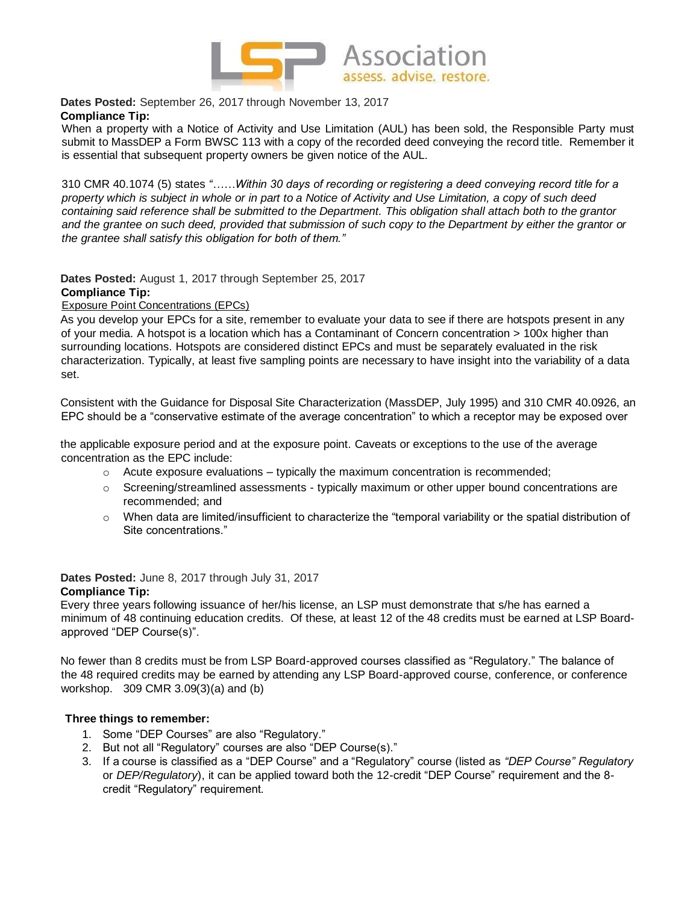**Dates Posted:** September 26, 2017 through November 13, 2017

**Compliance Tip:**

When a property with a Notice of Activity and Use Limitation (AUL) has been sold, the Responsible Party must submit to MassDEP a Form BWSC 113 with a copy of the recorded deed conveying the record title. Remember it is essential that subsequent property owners be given notice of the AUL.

310 CMR 40.1074 (5) states *"……Within 30 days of recording or registering a deed conveying record title for a property which is subject in whole or in part to a Notice of Activity and Use Limitation, a copy of such deed containing said reference shall be submitted to the Department. This obligation shall attach both to the grantor and the grantee on such deed, provided that submission of such copy to the Department by either the grantor or the grantee shall satisfy this obligation for both of them."*

**Dates Posted:** August 1, 2017 through September 25, 2017

**Compliance Tip:**

Exposure Point Concentrations (EPCs)

As you develop your EPCs for a site, remember to evaluate your data to see if there are hotspots present in any of your media. A hotspot is a location which has a Contaminant of Concern concentration > 100x higher than surrounding locations. Hotspots are considered distinct EPCs and must be separately evaluated in the risk characterization. Typically, at least five sampling points are necessary to have insight into the variability of a data set.

Consistent with the Guidance for Disposal Site Characterization (MassDEP, July 1995) and 310 CMR 40.0926, an EPC should be a "conservative estimate of the average concentration" to which a receptor may be exposed over the applicable exposure period and at the exposure point. Caveats or exceptions to the use of the average concentration as the EPC include:

- Acute exposure evaluations – typically the maximum concentration is recommended;
- Screening/streamlined assessments - typically maximum or other upper bound concentrations are recommended; and
- When data are limited/insufficient to characterize the "temporal variability or the spatial distribution of Site concentrations."

**Dates Posted:** June 8, 2017 through July 31, 2017

**Compliance Tip:**

Every three years following issuance of her/his license, an LSP must demonstrate that s/he has earned a minimum of 48 continuing education credits. Of these, at least 12 of the 48 credits must be earned at LSP Board-approved "DEP Course(s)".

No fewer than 8 credits must be from LSP Board-approved courses classified as "Regulatory." The balance of the 48 required credits may be earned by attending any LSP Board-approved course, conference, or conference workshop. 309 CMR 3.09(3)(a) and (b)

**Three things to remember:**

1. Some "DEP Courses" are also "Regulatory."
2. But not all "Regulatory" courses are also "DEP Course(s)."
3. If a course is classified as a "DEP Course" and a "Regulatory" course (listed as *"DEP Course" Regulatory* or *DEP/Regulatory*), it can be applied toward both the 12-credit "DEP Course" requirement and the 8-credit "Regulatory" requirement.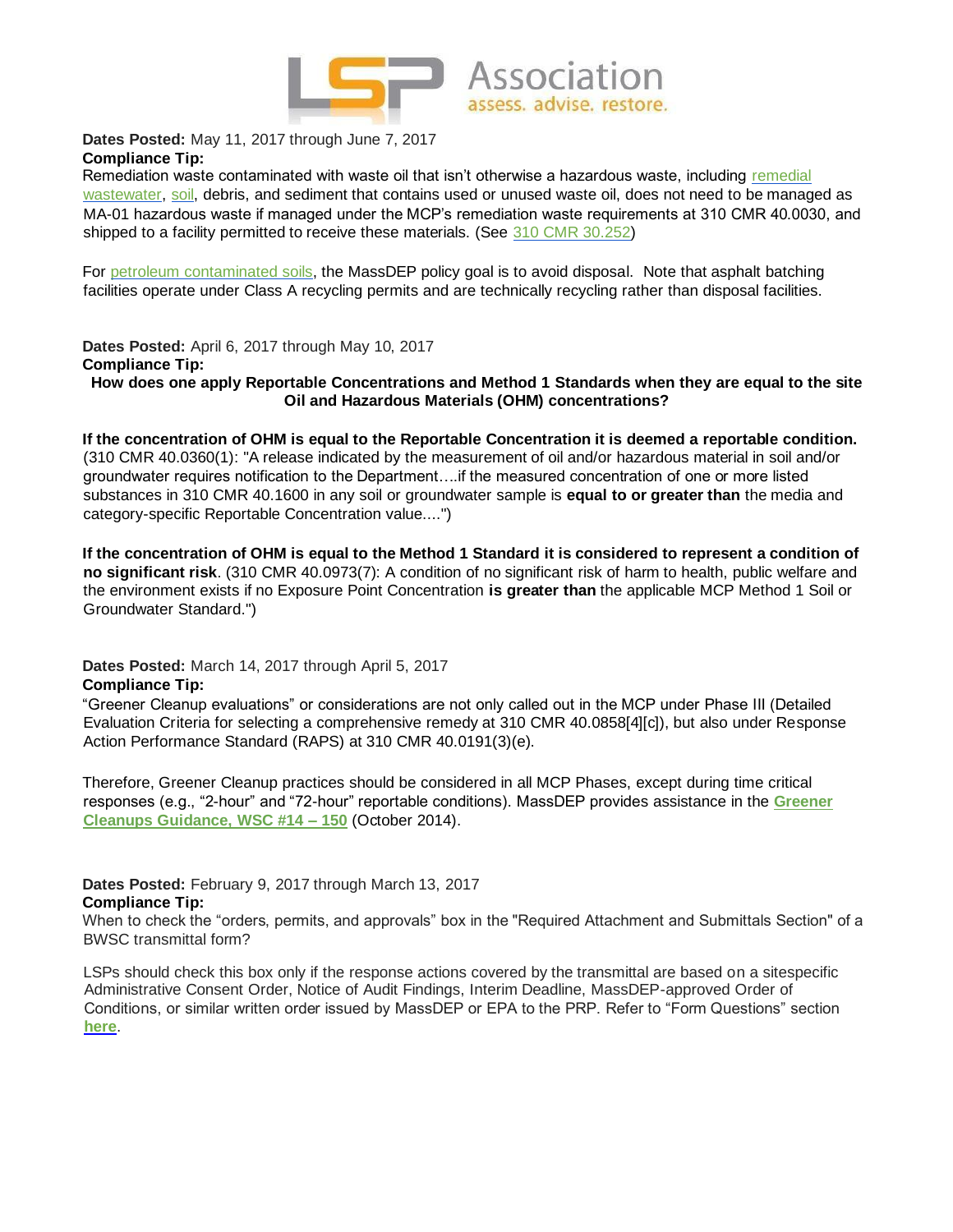**Dates Posted:** May 11, 2017 through June 7, 2017

**Compliance Tip:**

Remediation waste contaminated with waste oil that isn't otherwise a hazardous waste, including remedial wastewater, soil, debris, and sediment that contains used or unused waste oil, does not need to be managed as MA-01 hazardous waste if managed under the MCP's remediation waste requirements at 310 CMR 40.0030, and shipped to a facility permitted to receive these materials. (See 310 CMR 30.252)

For petroleum contaminated soils, the MassDEP policy goal is to avoid disposal. Note that asphalt batching facilities operate under Class A recycling permits and are technically recycling rather than disposal facilities.

**Dates Posted:** April 6, 2017 through May 10, 2017

**Compliance Tip:**

**How does one apply Reportable Concentrations and Method 1 Standards when they are equal to the site Oil and Hazardous Materials (OHM) concentrations?**

**If the concentration of OHM is equal to the Reportable Concentration it is deemed a reportable condition.** (310 CMR 40.0360(1): "A release indicated by the measurement of oil and/or hazardous material in soil and/or groundwater requires notification to the Department….if the measured concentration of one or more listed substances in 310 CMR 40.1600 in any soil or groundwater sample is **equal to or greater than** the media and category-specific Reportable Concentration value....")

**If the concentration of OHM is equal to the Method 1 Standard it is considered to represent a condition of no significant risk**. (310 CMR 40.0973(7): A condition of no significant risk of harm to health, public welfare and the environment exists if no Exposure Point Concentration **is greater than** the applicable MCP Method 1 Soil or Groundwater Standard.")

**Dates Posted:** March 14, 2017 through April 5, 2017

**Compliance Tip:**

"Greener Cleanup evaluations" or considerations are not only called out in the MCP under Phase III (Detailed Evaluation Criteria for selecting a comprehensive remedy at 310 CMR 40.0858[4][c]), but also under Response Action Performance Standard (RAPS) at 310 CMR 40.0191(3)(e).

Therefore, Greener Cleanup practices should be considered in all MCP Phases, except during time critical responses (e.g., "2-hour" and "72-hour" reportable conditions). MassDEP provides assistance in the **Greener Cleanups Guidance, WSC #14 – 150** (October 2014).

**Dates Posted:** February 9, 2017 through March 13, 2017

**Compliance Tip:**

When to check the "orders, permits, and approvals" box in the "Required Attachment and Submittals Section" of a BWSC transmittal form?

LSPs should check this box only if the response actions covered by the transmittal are based on a sitespecific Administrative Consent Order, Notice of Audit Findings, Interim Deadline, MassDEP-approved Order of Conditions, or similar written order issued by MassDEP or EPA to the PRP. Refer to "Form Questions" section **here**.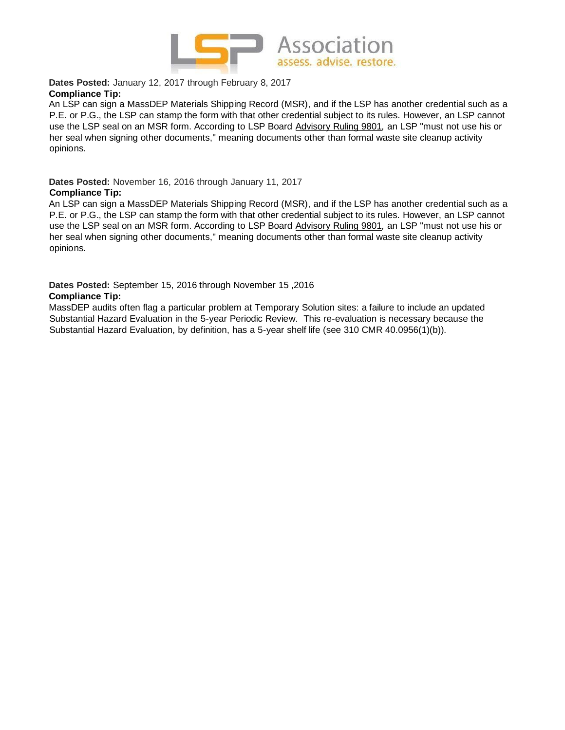**Dates Posted:** January 12, 2017 through February 8, 2017

**Compliance Tip:**

An LSP can sign a MassDEP Materials Shipping Record (MSR), and if the LSP has another credential such as a P.E. or P.G., the LSP can stamp the form with that other credential subject to its rules. However, an LSP cannot use the LSP seal on an MSR form. According to LSP Board Advisory Ruling 9801, an LSP "must not use his or her seal when signing other documents," meaning documents other than formal waste site cleanup activity opinions.

**Dates Posted:** November 16, 2016 through January 11, 2017

**Compliance Tip:**

An LSP can sign a MassDEP Materials Shipping Record (MSR), and if the LSP has another credential such as a P.E. or P.G., the LSP can stamp the form with that other credential subject to its rules. However, an LSP cannot use the LSP seal on an MSR form. According to LSP Board Advisory Ruling 9801, an LSP "must not use his or her seal when signing other documents," meaning documents other than formal waste site cleanup activity opinions.

**Dates Posted:** September 15, 2016 through November 15 ,2016

**Compliance Tip:**

MassDEP audits often flag a particular problem at Temporary Solution sites: a failure to include an updated Substantial Hazard Evaluation in the 5-year Periodic Review. This re-evaluation is necessary because the Substantial Hazard Evaluation, by definition, has a 5-year shelf life (see 310 CMR 40.0956(1)(b)).